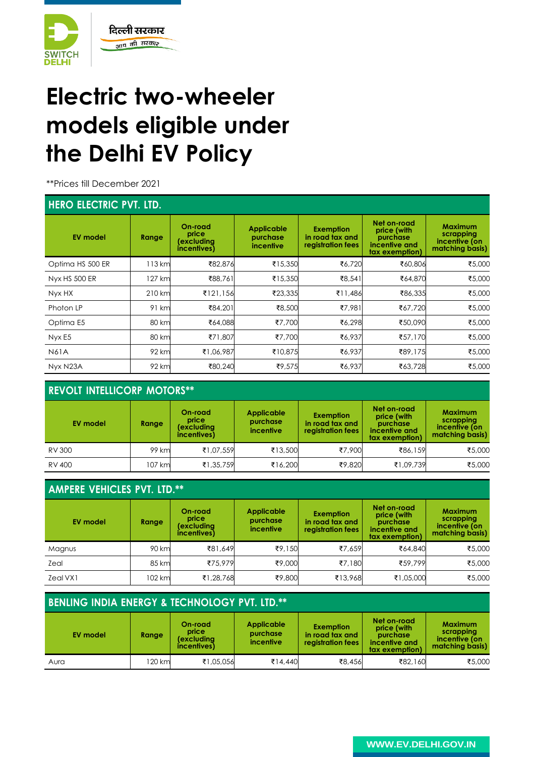SWITCH DELHI

दिल्ली सरकार
आप की सरकार

# Electric two-wheeler models eligible under the Delhi EV Policy

**Prices till December 2021

## HERO ELECTRIC PVT. LTD.

| EV model | Range | On-road price (excluding incentives) | Applicable purchase incentive | Exemption in road tax and registration fees | Net on-road price (with purchase incentive and tax exemption) | Maximum scrapping incentive (on matching basis) |
|---|---|---|---|---|---|---|
| Optima HS 500 ER | 113 km | ₹82,876 | ₹15,350 | ₹6,720 | ₹60,806 | ₹5,000 |
| Nyx HS 500 ER | 127 km | ₹88,761 | ₹15,350 | ₹8,541 | ₹64,870 | ₹5,000 |
| Nyx HX | 210 km | ₹121,156 | ₹23,335 | ₹11,486 | ₹86,335 | ₹5,000 |
| Photon LP | 91 km | ₹84,201 | ₹8,500 | ₹7,981 | ₹67,720 | ₹5,000 |
| Optima E5 | 80 km | ₹64,088 | ₹7,700 | ₹6,298 | ₹50,090 | ₹5,000 |
| Nyx E5 | 80 km | ₹71,807 | ₹7,700 | ₹6,937 | ₹57,170 | ₹5,000 |
| N61A | 92 km | ₹1,06,987 | ₹10,875 | ₹6,937 | ₹89,175 | ₹5,000 |
| Nyx N23A | 92 km | ₹80,240 | ₹9,575 | ₹6,937 | ₹63,728 | ₹5,000 |

## REVOLT INTELLICORP MOTORS**

| EV model | Range | On-road price (excluding incentives) | Applicable purchase incentive | Exemption in road tax and registration fees | Net on-road price (with purchase incentive and tax exemption) | Maximum scrapping incentive (on matching basis) |
|---|---|---|---|---|---|---|
| RV 300 | 99 km | ₹1,07,559 | ₹13,500 | ₹7,900 | ₹86,159 | ₹5,000 |
| RV 400 | 107 km | ₹1,35,759 | ₹16,200 | ₹9,820 | ₹1,09,739 | ₹5,000 |

## AMPERE VEHICLES PVT. LTD.**

| EV model | Range | On-road price (excluding incentives) | Applicable purchase incentive | Exemption in road tax and registration fees | Net on-road price (with purchase incentive and tax exemption) | Maximum scrapping incentive (on matching basis) |
|---|---|---|---|---|---|---|
| Magnus | 90 km | ₹81,649 | ₹9,150 | ₹7,659 | ₹64,840 | ₹5,000 |
| Zeal | 85 km | ₹75,979 | ₹9,000 | ₹7,180 | ₹59,799 | ₹5,000 |
| Zeal VX1 | 102 km | ₹1,28,768 | ₹9,800 | ₹13,968 | ₹1,05,000 | ₹5,000 |

## BENLING INDIA ENERGY & TECHNOLOGY PVT. LTD.**

| EV model | Range | On-road price (excluding incentives) | Applicable purchase incentive | Exemption in road tax and registration fees | Net on-road price (with purchase incentive and tax exemption) | Maximum scrapping incentive (on matching basis) |
|---|---|---|---|---|---|---|
| Aura | 120 km | ₹1,05,056 | ₹14,440 | ₹8,456 | ₹82,160 | ₹5,000 |

WWW.EV.DELHI.GOV.IN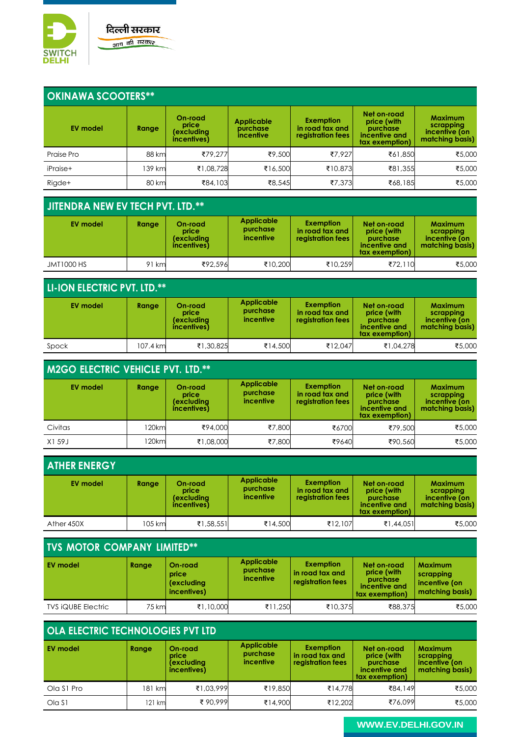SWITCH DELHI

दिल्ली सरकार
आप की सरकार

## OKINAWA SCOOTERS**

| EV model | Range | On-road price (excluding incentives) | Applicable purchase incentive | Exemption in road tax and registration fees | Net on-road price (with purchase incentive and tax exemption) | Maximum scrapping incentive (on matching basis) |
|---|---|---|---|---|---|---|
| Praise Pro | 88 km | ₹79,277 | ₹9,500 | ₹7,927 | ₹61,850 | ₹5,000 |
| iPraise+ | 139 km | ₹1,08,728 | ₹16,500 | ₹10.873 | ₹81,355 | ₹5,000 |
| Rigde+ | 80 km | ₹84,103 | ₹8,545 | ₹7,373 | ₹68,185 | ₹5,000 |

## JITENDRA NEW EV TECH PVT. LTD.**

| EV model | Range | On-road price (excluding incentives) | Applicable purchase incentive | Exemption in road tax and registration fees | Net on-road price (with purchase incentive and tax exemption) | Maximum scrapping incentive (on matching basis) |
|---|---|---|---|---|---|---|
| JMT1000 HS | 91 km | ₹92,596 | ₹10,200 | ₹10,259 | ₹72,110 | ₹5,000 |

## LI-ION ELECTRIC PVT. LTD.**

| EV model | Range | On-road price (excluding incentives) | Applicable purchase incentive | Exemption in road tax and registration fees | Net on-road price (with purchase incentive and tax exemption) | Maximum scrapping incentive (on matching basis) |
|---|---|---|---|---|---|---|
| Spock | 107.4 km | ₹1,30,825 | ₹14,500 | ₹12,047 | ₹1,04,278 | ₹5,000 |

## M2GO ELECTRIC VEHICLE PVT. LTD.**

| EV model | Range | On-road price (excluding incentives) | Applicable purchase incentive | Exemption in road tax and registration fees | Net on-road price (with purchase incentive and tax exemption) | Maximum scrapping incentive (on matching basis) |
|---|---|---|---|---|---|---|
| Civitas | 120km | ₹94,000 | ₹7,800 | ₹6700 | ₹79,500 | ₹5,000 |
| X1 59J | 120km | ₹1,08,000 | ₹7,800 | ₹9640 | ₹90,560 | ₹5,000 |

## ATHER ENERGY

| EV model | Range | On-road price (excluding incentives) | Applicable purchase incentive | Exemption in road tax and registration fees | Net on-road price (with purchase incentive and tax exemption) | Maximum scrapping incentive (on matching basis) |
|---|---|---|---|---|---|---|
| Ather 450X | 105 km | ₹1,58,551 | ₹14,500 | ₹12,107 | ₹1,44,051 | ₹5,000 |

## TVS MOTOR COMPANY LIMITED**

| EV model | Range | On-road price (excluding incentives) | Applicable purchase incentive | Exemption in road tax and registration fees | Net on-road price (with purchase incentive and tax exemption) | Maximum scrapping incentive (on matching basis) |
|---|---|---|---|---|---|---|
| TVS iQUBE Electric | 75 km | ₹1,10,000 | ₹11,250 | ₹10,375 | ₹88,375 | ₹5,000 |

## OLA ELECTRIC TECHNOLOGIES PVT LTD

| EV model | Range | On-road price (excluding incentives) | Applicable purchase incentive | Exemption in road tax and registration fees | Net on-road price (with purchase incentive and tax exemption) | Maximum scrapping incentive (on matching basis) |
|---|---|---|---|---|---|---|
| Ola S1 Pro | 181 km | ₹1,03,999 | ₹19,850 | ₹14,778 | ₹84,149 | ₹5,000 |
| Ola S1 | 121 km | ₹ 90,999 | ₹14,900 | ₹12,202 | ₹76,099 | ₹5,000 |

WWW.EV.DELHI.GOV.IN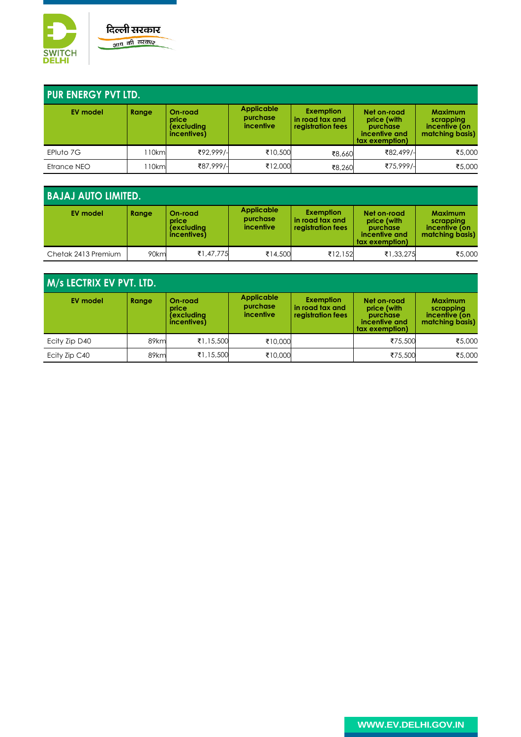## PUR ENERGY PVT LTD.

| EV model | Range | On-road price (excluding incentives) | Applicable purchase incentive | Exemption in road tax and registration fees | Net on-road price (with purchase incentive and tax exemption) | Maximum scrapping incentive (on matching basis) |
|---|---|---|---|---|---|---|
| EPluto 7G | 110km | ₹92,999/- | ₹10,500 | ₹8,660 | ₹82,499/- | ₹5,000 |
| Etrance NEO | 110km | ₹87,999/- | ₹12,000 | ₹8,260 | ₹75,999/- | ₹5,000 |

## BAJAJ AUTO LIMITED.

| EV model | Range | On-road price (excluding incentives) | Applicable purchase incentive | Exemption in road tax and registration fees | Net on-road price (with purchase incentive and tax exemption) | Maximum scrapping incentive (on matching basis) |
|---|---|---|---|---|---|---|
| Chetak 2413 Premium | 90km | ₹1,47,775 | ₹14,500 | ₹12,152 | ₹1,33,275 | ₹5,000 |

## M/s LECTRIX EV PVT. LTD.

| EV model | Range | On-road price (excluding incentives) | Applicable purchase incentive | Exemption in road tax and registration fees | Net on-road price (with purchase incentive and tax exemption) | Maximum scrapping incentive (on matching basis) |
|---|---|---|---|---|---|---|
| Ecity Zip D40 | 89km | ₹1,15,500 | ₹10,000 | | ₹75,500 | ₹5,000 |
| Ecity Zip C40 | 89km | ₹1,15,500 | ₹10,000 | | ₹75,500 | ₹5,000 |